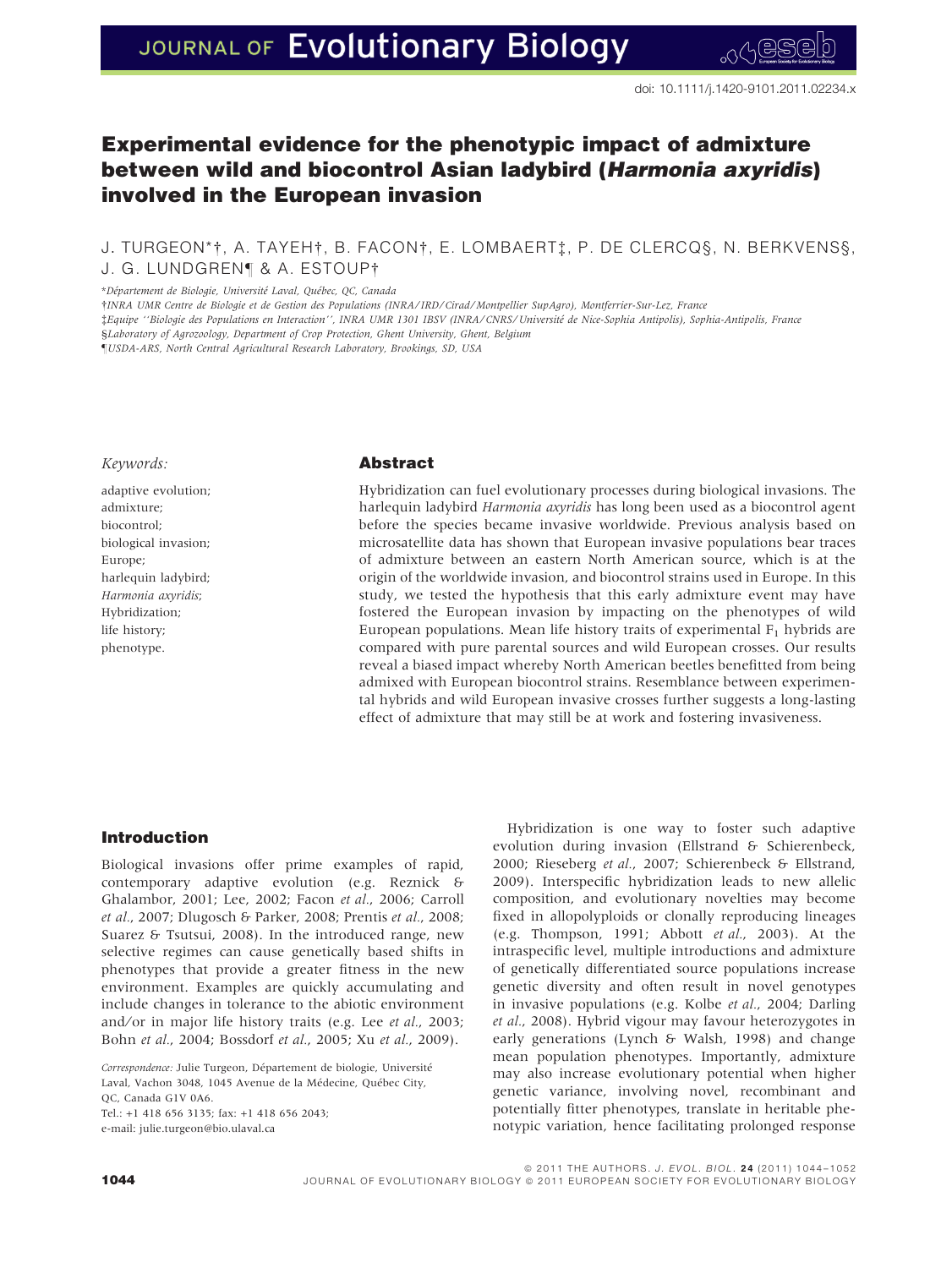doi: 10.1111/j.1420-9101.2011.02234.x

# Experimental evidence for the phenotypic impact of admixture between wild and biocontrol Asian ladybird (*Harmonia axyridis*) involved in the European invasion

J. TURGEON*†, A. TAYEH†, B. FACON†, E. LOMBAERT‡, P. DE CLERCQ§, N. BERKVENS§, J. G. LUNDGREN¶ & A. ESTOUP†

*Département de Biologie, Université Laval, Québec, QC, Canada

†INRA UMR Centre de Biologie et de Gestion des Populations (INRA/IRD/Cirad/Montpellier SupAgro), Montferrier-Sur-Lez, France

‡Equipe ''Biologie des Populations en Interaction'', INRA UMR 1301 IBSV (INRA/CNRS/Université de Nice-Sophia Antipolis), Sophia-Antipolis, France

§Laboratory of Agrozoology, Department of Crop Protection, Ghent University, Ghent, Belgium

¶USDA-ARS, North Central Agricultural Research Laboratory, Brookings, SD, USA

*Keywords:*

adaptive evolution;
admixture;
biocontrol;
biological invasion;
Europe;
harlequin ladybird;
*Harmonia axyridis*;
Hybridization;
life history;
phenotype.

## Abstract

Hybridization can fuel evolutionary processes during biological invasions. The harlequin ladybird *Harmonia axyridis* has long been used as a biocontrol agent before the species became invasive worldwide. Previous analysis based on microsatellite data has shown that European invasive populations bear traces of admixture between an eastern North American source, which is at the origin of the worldwide invasion, and biocontrol strains used in Europe. In this study, we tested the hypothesis that this early admixture event may have fostered the European invasion by impacting on the phenotypes of wild European populations. Mean life history traits of experimental $F_1$ hybrids are compared with pure parental sources and wild European crosses. Our results reveal a biased impact whereby North American beetles benefitted from being admixed with European biocontrol strains. Resemblance between experimental hybrids and wild European invasive crosses further suggests a long-lasting effect of admixture that may still be at work and fostering invasiveness.

## Introduction

Biological invasions offer prime examples of rapid, contemporary adaptive evolution (e.g. Reznick & Ghalambor, 2001; Lee, 2002; Facon *et al.*, 2006; Carroll *et al.*, 2007; Dlugosch & Parker, 2008; Prentis *et al.*, 2008; Suarez & Tsutsui, 2008). In the introduced range, new selective regimes can cause genetically based shifts in phenotypes that provide a greater fitness in the new environment. Examples are quickly accumulating and include changes in tolerance to the abiotic environment and/or in major life history traits (e.g. Lee *et al.*, 2003; Bohn *et al.*, 2004; Bossdorf *et al.*, 2005; Xu *et al.*, 2009).

Hybridization is one way to foster such adaptive evolution during invasion (Ellstrand & Schierenbeck, 2000; Rieseberg *et al.*, 2007; Schierenbeck & Ellstrand, 2009). Interspecific hybridization leads to new allelic composition, and evolutionary novelties may become fixed in allopolyploids or clonally reproducing lineages (e.g. Thompson, 1991; Abbott *et al.*, 2003). At the intraspecific level, multiple introductions and admixture of genetically differentiated source populations increase genetic diversity and often result in novel genotypes in invasive populations (e.g. Kolbe *et al.*, 2004; Darling *et al.*, 2008). Hybrid vigour may favour heterozygotes in early generations (Lynch & Walsh, 1998) and change mean population phenotypes. Importantly, admixture may also increase evolutionary potential when higher genetic variance, involving novel, recombinant and potentially fitter phenotypes, translate in heritable phenotypic variation, hence facilitating prolonged response

*Correspondence:* Julie Turgeon, Département de biologie, Université Laval, Vachon 3048, 1045 Avenue de la Médecine, Québec City, QC, Canada G1V 0A6.
Tel.: +1 418 656 3135; fax: +1 418 656 2043;
e-mail: julie.turgeon@bio.ulaval.ca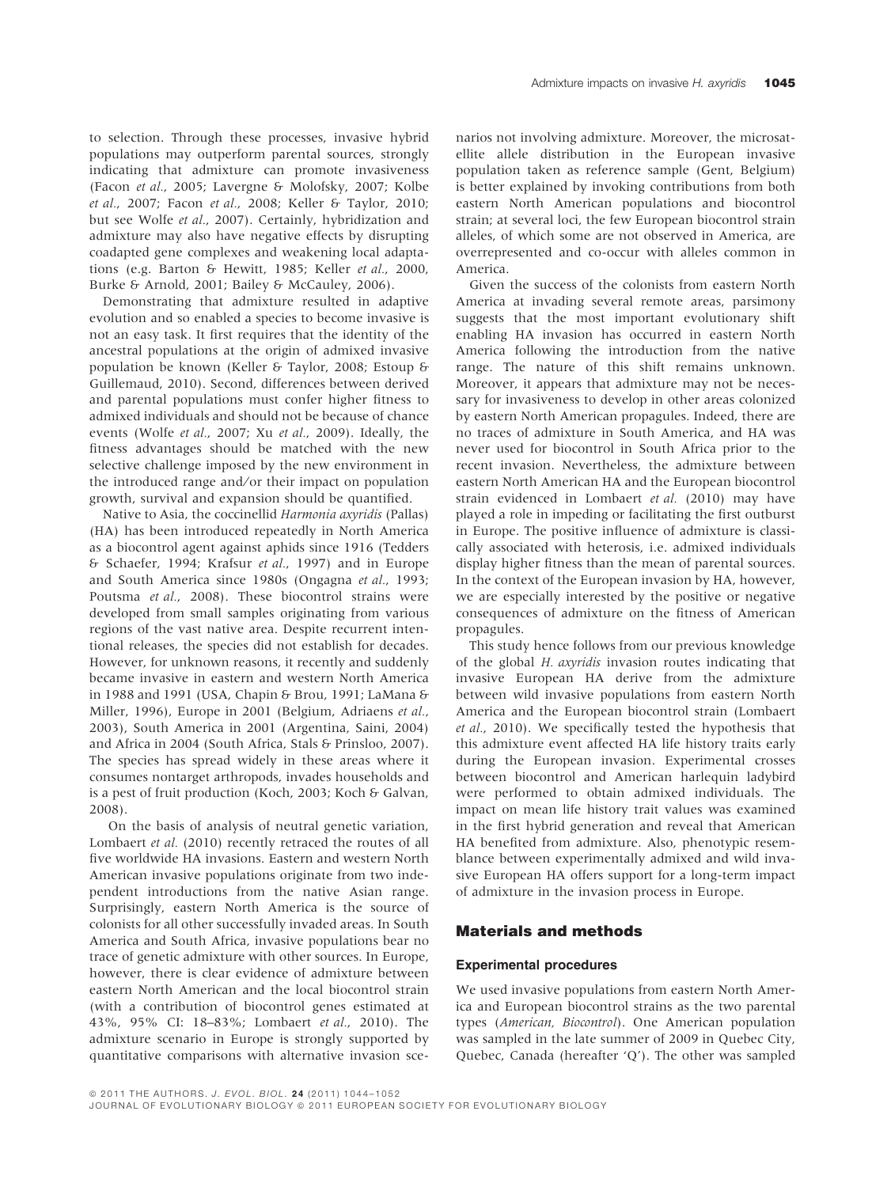to selection. Through these processes, invasive hybrid populations may outperform parental sources, strongly indicating that admixture can promote invasiveness (Facon *et al.*, 2005; Lavergne & Molofsky, 2007; Kolbe *et al.*, 2007; Facon *et al.*, 2008; Keller & Taylor, 2010; but see Wolfe *et al.*, 2007). Certainly, hybridization and admixture may also have negative effects by disrupting coadapted gene complexes and weakening local adaptations (e.g. Barton & Hewitt, 1985; Keller *et al.*, 2000, Burke & Arnold, 2001; Bailey & McCauley, 2006).

Demonstrating that admixture resulted in adaptive evolution and so enabled a species to become invasive is not an easy task. It first requires that the identity of the ancestral populations at the origin of admixed invasive population be known (Keller & Taylor, 2008; Estoup & Guillemaud, 2010). Second, differences between derived and parental populations must confer higher fitness to admixed individuals and should not be because of chance events (Wolfe *et al.*, 2007; Xu *et al.*, 2009). Ideally, the fitness advantages should be matched with the new selective challenge imposed by the new environment in the introduced range and/or their impact on population growth, survival and expansion should be quantified.

Native to Asia, the coccinellid *Harmonia axyridis* (Pallas) (HA) has been introduced repeatedly in North America as a biocontrol agent against aphids since 1916 (Tedders & Schaefer, 1994; Krafsur *et al.*, 1997) and in Europe and South America since 1980s (Ongagna *et al.*, 1993; Poutsma *et al.*, 2008). These biocontrol strains were developed from small samples originating from various regions of the vast native area. Despite recurrent intentional releases, the species did not establish for decades. However, for unknown reasons, it recently and suddenly became invasive in eastern and western North America in 1988 and 1991 (USA, Chapin & Brou, 1991; LaMana & Miller, 1996), Europe in 2001 (Belgium, Adriaens *et al.*, 2003), South America in 2001 (Argentina, Saini, 2004) and Africa in 2004 (South Africa, Stals & Prinsloo, 2007). The species has spread widely in these areas where it consumes nontarget arthropods, invades households and is a pest of fruit production (Koch, 2003; Koch & Galvan, 2008).

On the basis of analysis of neutral genetic variation, Lombaert *et al.* (2010) recently retraced the routes of all five worldwide HA invasions. Eastern and western North American invasive populations originate from two independent introductions from the native Asian range. Surprisingly, eastern North America is the source of colonists for all other successfully invaded areas. In South America and South Africa, invasive populations bear no trace of genetic admixture with other sources. In Europe, however, there is clear evidence of admixture between eastern North American and the local biocontrol strain (with a contribution of biocontrol genes estimated at 43%, 95% CI: 18–83%; Lombaert *et al.*, 2010). The admixture scenario in Europe is strongly supported by quantitative comparisons with alternative invasion scenarios not involving admixture. Moreover, the microsatellite allele distribution in the European invasive population taken as reference sample (Gent, Belgium) is better explained by invoking contributions from both eastern North American populations and biocontrol strain; at several loci, the few European biocontrol strain alleles, of which some are not observed in America, are overrepresented and co-occur with alleles common in America.

Given the success of the colonists from eastern North America at invading several remote areas, parsimony suggests that the most important evolutionary shift enabling HA invasion has occurred in eastern North America following the introduction from the native range. The nature of this shift remains unknown. Moreover, it appears that admixture may not be necessary for invasiveness to develop in other areas colonized by eastern North American propagules. Indeed, there are no traces of admixture in South America, and HA was never used for biocontrol in South Africa prior to the recent invasion. Nevertheless, the admixture between eastern North American HA and the European biocontrol strain evidenced in Lombaert *et al.* (2010) may have played a role in impeding or facilitating the first outburst in Europe. The positive influence of admixture is classically associated with heterosis, i.e. admixed individuals display higher fitness than the mean of parental sources. In the context of the European invasion by HA, however, we are especially interested by the positive or negative consequences of admixture on the fitness of American propagules.

This study hence follows from our previous knowledge of the global *H. axyridis* invasion routes indicating that invasive European HA derive from the admixture between wild invasive populations from eastern North America and the European biocontrol strain (Lombaert *et al.*, 2010). We specifically tested the hypothesis that this admixture event affected HA life history traits early during the European invasion. Experimental crosses between biocontrol and American harlequin ladybird were performed to obtain admixed individuals. The impact on mean life history trait values was examined in the first hybrid generation and reveal that American HA benefited from admixture. Also, phenotypic resemblance between experimentally admixed and wild invasive European HA offers support for a long-term impact of admixture in the invasion process in Europe.

## Materials and methods

### Experimental procedures

We used invasive populations from eastern North America and European biocontrol strains as the two parental types (*American*, *Biocontrol*). One American population was sampled in the late summer of 2009 in Quebec City, Quebec, Canada (hereafter 'Q'). The other was sampled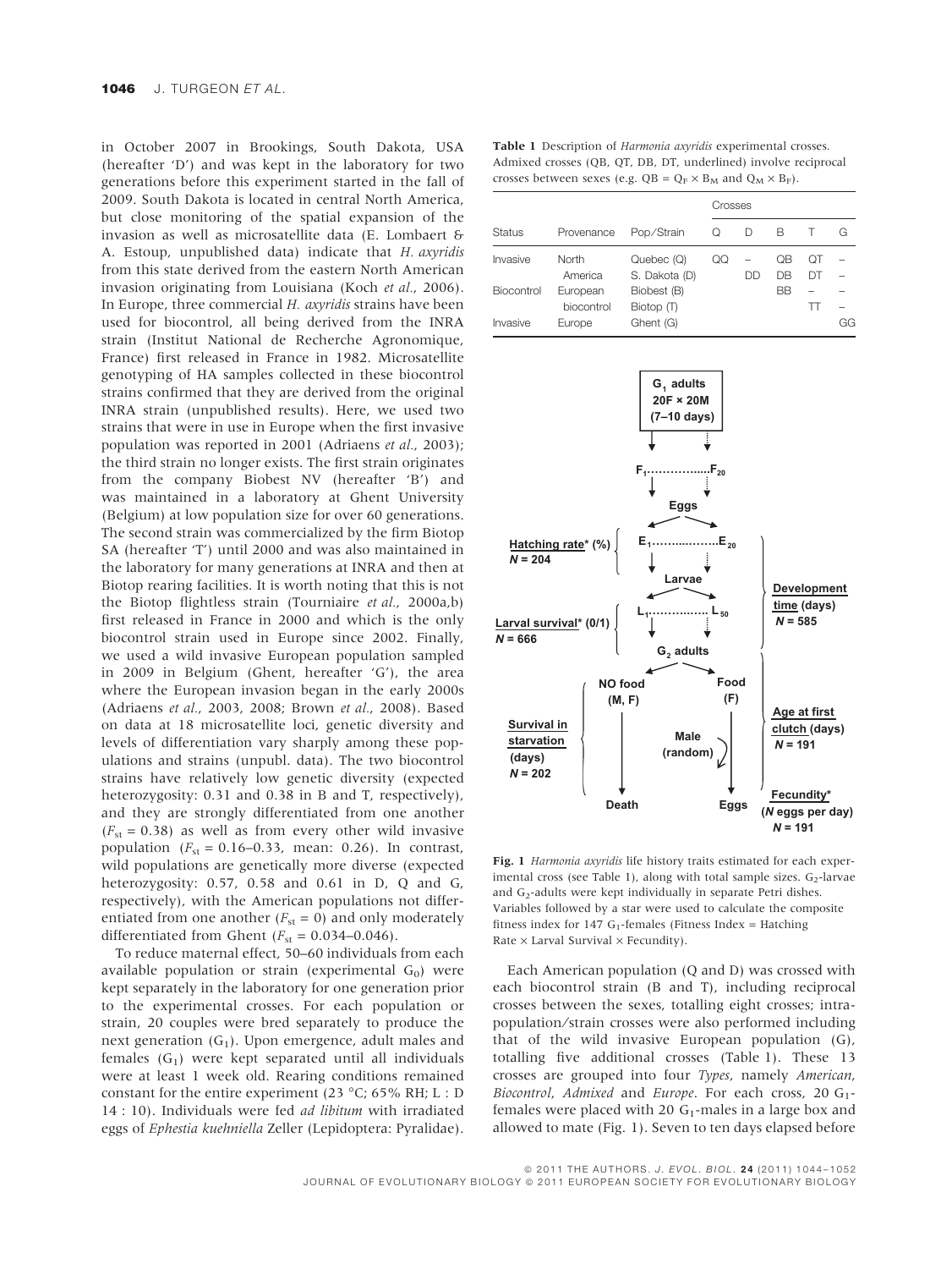in October 2007 in Brookings, South Dakota, USA (hereafter 'D') and was kept in the laboratory for two generations before this experiment started in the fall of 2009. South Dakota is located in central North America, but close monitoring of the spatial expansion of the invasion as well as microsatellite data (E. Lombaert & A. Estoup, unpublished data) indicate that *H. axyridis* from this state derived from the eastern North American invasion originating from Louisiana (Koch *et al.*, 2006). In Europe, three commercial *H. axyridis* strains have been used for biocontrol, all being derived from the INRA strain (Institut National de Recherche Agronomique, France) first released in France in 1982. Microsatellite genotyping of HA samples collected in these biocontrol strains confirmed that they are derived from the original INRA strain (unpublished results). Here, we used two strains that were in use in Europe when the first invasive population was reported in 2001 (Adriaens *et al.*, 2003); the third strain no longer exists. The first strain originates from the company Biobest NV (hereafter 'B') and was maintained in a laboratory at Ghent University (Belgium) at low population size for over 60 generations. The second strain was commercialized by the firm Biotop SA (hereafter 'T') until 2000 and was also maintained in the laboratory for many generations at INRA and then at Biotop rearing facilities. It is worth noting that this is not the Biotop flightless strain (Tourniaire *et al.*, 2000a,b) first released in France in 2000 and which is the only biocontrol strain used in Europe since 2002. Finally, we used a wild invasive European population sampled in 2009 in Belgium (Ghent, hereafter 'G'), the area where the European invasion began in the early 2000s (Adriaens *et al.*, 2003, 2008; Brown *et al.*, 2008). Based on data at 18 microsatellite loci, genetic diversity and levels of differentiation vary sharply among these populations and strains (unpubl. data). The two biocontrol strains have relatively low genetic diversity (expected heterozygosity: 0.31 and 0.38 in B and T, respectively), and they are strongly differentiated from one another ($F_{st}$ = 0.38) as well as from every other wild invasive population ($F_{st}$ = 0.16–0.33, mean: 0.26). In contrast, wild populations are genetically more diverse (expected heterozygosity: 0.57, 0.58 and 0.61 in D, Q and G, respectively), with the American populations not differentiated from one another ($F_{st}$ = 0) and only moderately differentiated from Ghent ($F_{st}$ = 0.034–0.046).

To reduce maternal effect, 50–60 individuals from each available population or strain (experimental $G_0$) were kept separately in the laboratory for one generation prior to the experimental crosses. For each population or strain, 20 couples were bred separately to produce the next generation ($G_1$). Upon emergence, adult males and females ($G_1$) were kept separated until all individuals were at least 1 week old. Rearing conditions remained constant for the entire experiment (23 °C; 65% RH; L : D 14 : 10). Individuals were fed *ad libitum* with irradiated eggs of *Ephestia kuehniella* Zeller (Lepidoptera: Pyralidae).

**Table 1** Description of *Harmonia axyridis* experimental crosses. Admixed crosses (QB, QT, DB, DT, underlined) involve reciprocal crosses between sexes (e.g. QB = $Q_F \times B_M$ and $Q_M \times B_F$).

| Status | Provenance | Pop/Strain | Crosses Q | D | B | T | G |
|---|---|---|---|---|---|---|---|
| Invasive | North America | Quebec (Q) | QQ | – | QB | QT | – |
| | | S. Dakota (D) | | DD | DB | DT | – |
| Biocontrol | European biocontrol | Biobest (B) | | | BB | – | – |
| | | Biotop (T) | | | | TT | – |
| Invasive | Europe | Ghent (G) | | | | | GG |

**Fig. 1** *Harmonia axyridis* life history traits estimated for each experimental cross (see Table 1), along with total sample sizes. $G_2$-larvae and $G_2$-adults were kept individually in separate Petri dishes. Variables followed by a star were used to calculate the composite fitness index for 147 $G_1$-females (Fitness Index = Hatching Rate × Larval Survival × Fecundity).

Each American population (Q and D) was crossed with each biocontrol strain (B and T), including reciprocal crosses between the sexes, totalling eight crosses; intra-population/strain crosses were also performed including that of the wild invasive European population (G), totalling five additional crosses (Table 1). These 13 crosses are grouped into four *Types*, namely *American*, *Biocontrol*, *Admixed* and *Europe*. For each cross, 20 $G_1$-females were placed with 20 $G_1$-males in a large box and allowed to mate (Fig. 1). Seven to ten days elapsed before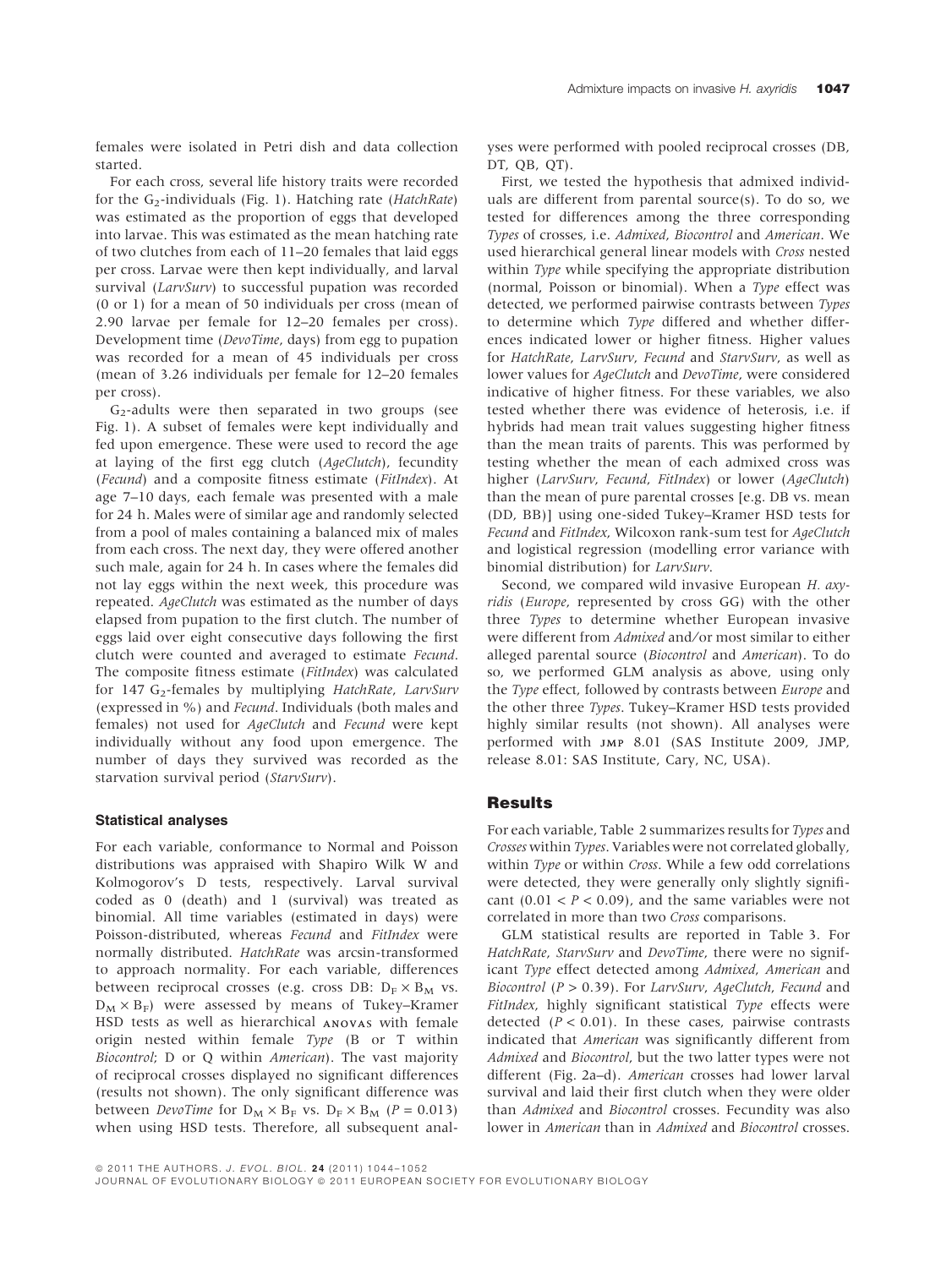females were isolated in Petri dish and data collection started.

For each cross, several life history traits were recorded for the $G_2$-individuals (Fig. 1). Hatching rate (*HatchRate*) was estimated as the proportion of eggs that developed into larvae. This was estimated as the mean hatching rate of two clutches from each of 11–20 females that laid eggs per cross. Larvae were then kept individually, and larval survival (*LarvSurv*) to successful pupation was recorded (0 or 1) for a mean of 50 individuals per cross (mean of 2.90 larvae per female for 12–20 females per cross). Development time (*DevoTime*, days) from egg to pupation was recorded for a mean of 45 individuals per cross (mean of 3.26 individuals per female for 12–20 females per cross).

$G_2$-adults were then separated in two groups (see Fig. 1). A subset of females were kept individually and fed upon emergence. These were used to record the age at laying of the first egg clutch (*AgeClutch*), fecundity (*Fecund*) and a composite fitness estimate (*FitIndex*). At age 7–10 days, each female was presented with a male for 24 h. Males were of similar age and randomly selected from a pool of males containing a balanced mix of males from each cross. The next day, they were offered another such male, again for 24 h. In cases where the females did not lay eggs within the next week, this procedure was repeated. *AgeClutch* was estimated as the number of days elapsed from pupation to the first clutch. The number of eggs laid over eight consecutive days following the first clutch were counted and averaged to estimate *Fecund*. The composite fitness estimate (*FitIndex*) was calculated for 147 $G_2$-females by multiplying *HatchRate*, *LarvSurv* (expressed in %) and *Fecund*. Individuals (both males and females) not used for *AgeClutch* and *Fecund* were kept individually without any food upon emergence. The number of days they survived was recorded as the starvation survival period (*StarvSurv*).

### Statistical analyses

For each variable, conformance to Normal and Poisson distributions was appraised with Shapiro Wilk W and Kolmogorov's D tests, respectively. Larval survival coded as 0 (death) and 1 (survival) was treated as binomial. All time variables (estimated in days) were Poisson-distributed, whereas *Fecund* and *FitIndex* were normally distributed. *HatchRate* was arcsin-transformed to approach normality. For each variable, differences between reciprocal crosses (e.g. cross DB: $D_F \times B_M$ vs. $D_M \times B_F$) were assessed by means of Tukey–Kramer HSD tests as well as hierarchical ANOVAS with female origin nested within female *Type* (B or T within *Biocontrol*; D or Q within *American*). The vast majority of reciprocal crosses displayed no significant differences (results not shown). The only significant difference was between *DevoTime* for $D_M \times B_F$ vs. $D_F \times B_M$ ($P = 0.013$) when using HSD tests. Therefore, all subsequent analyses were performed with pooled reciprocal crosses (DB, DT, QB, QT).

First, we tested the hypothesis that admixed individuals are different from parental source(s). To do so, we tested for differences among the three corresponding *Types* of crosses, i.e. *Admixed*, *Biocontrol* and *American*. We used hierarchical general linear models with *Cross* nested within *Type* while specifying the appropriate distribution (normal, Poisson or binomial). When a *Type* effect was detected, we performed pairwise contrasts between *Types* to determine which *Type* differed and whether differences indicated lower or higher fitness. Higher values for *HatchRate*, *LarvSurv*, *Fecund* and *StarvSurv*, as well as lower values for *AgeClutch* and *DevoTime*, were considered indicative of higher fitness. For these variables, we also tested whether there was evidence of heterosis, i.e. if hybrids had mean trait values suggesting higher fitness than the mean traits of parents. This was performed by testing whether the mean of each admixed cross was higher (*LarvSurv*, *Fecund*, *FitIndex*) or lower (*AgeClutch*) than the mean of pure parental crosses [e.g. DB vs. mean (DD, BB)] using one-sided Tukey–Kramer HSD tests for *Fecund* and *FitIndex*, Wilcoxon rank-sum test for *AgeClutch* and logistical regression (modelling error variance with binomial distribution) for *LarvSurv*.

Second, we compared wild invasive European *H. axyridis* (*Europe*, represented by cross GG) with the other three *Types* to determine whether European invasive were different from *Admixed* and/or most similar to either alleged parental source (*Biocontrol* and *American*). To do so, we performed GLM analysis as above, using only the *Type* effect, followed by contrasts between *Europe* and the other three *Types*. Tukey–Kramer HSD tests provided highly similar results (not shown). All analyses were performed with JMP 8.01 (SAS Institute 2009, JMP, release 8.01: SAS Institute, Cary, NC, USA).

## Results

For each variable, Table 2 summarizes results for *Types* and *Crosses* within *Types*. Variables were not correlated globally, within *Type* or within *Cross*. While a few odd correlations were detected, they were generally only slightly significant ($0.01 < P < 0.09$), and the same variables were not correlated in more than two *Cross* comparisons.

GLM statistical results are reported in Table 3. For *HatchRate*, *StarvSurv* and *DevoTime*, there were no significant *Type* effect detected among *Admixed*, *American* and *Biocontrol* ($P > 0.39$). For *LarvSurv*, *AgeClutch*, *Fecund* and *FitIndex*, highly significant statistical *Type* effects were detected ($P < 0.01$). In these cases, pairwise contrasts indicated that *American* was significantly different from *Admixed* and *Biocontrol*, but the two latter types were not different (Fig. 2a–d). *American* crosses had lower larval survival and laid their first clutch when they were older than *Admixed* and *Biocontrol* crosses. Fecundity was also lower in *American* than in *Admixed* and *Biocontrol* crosses.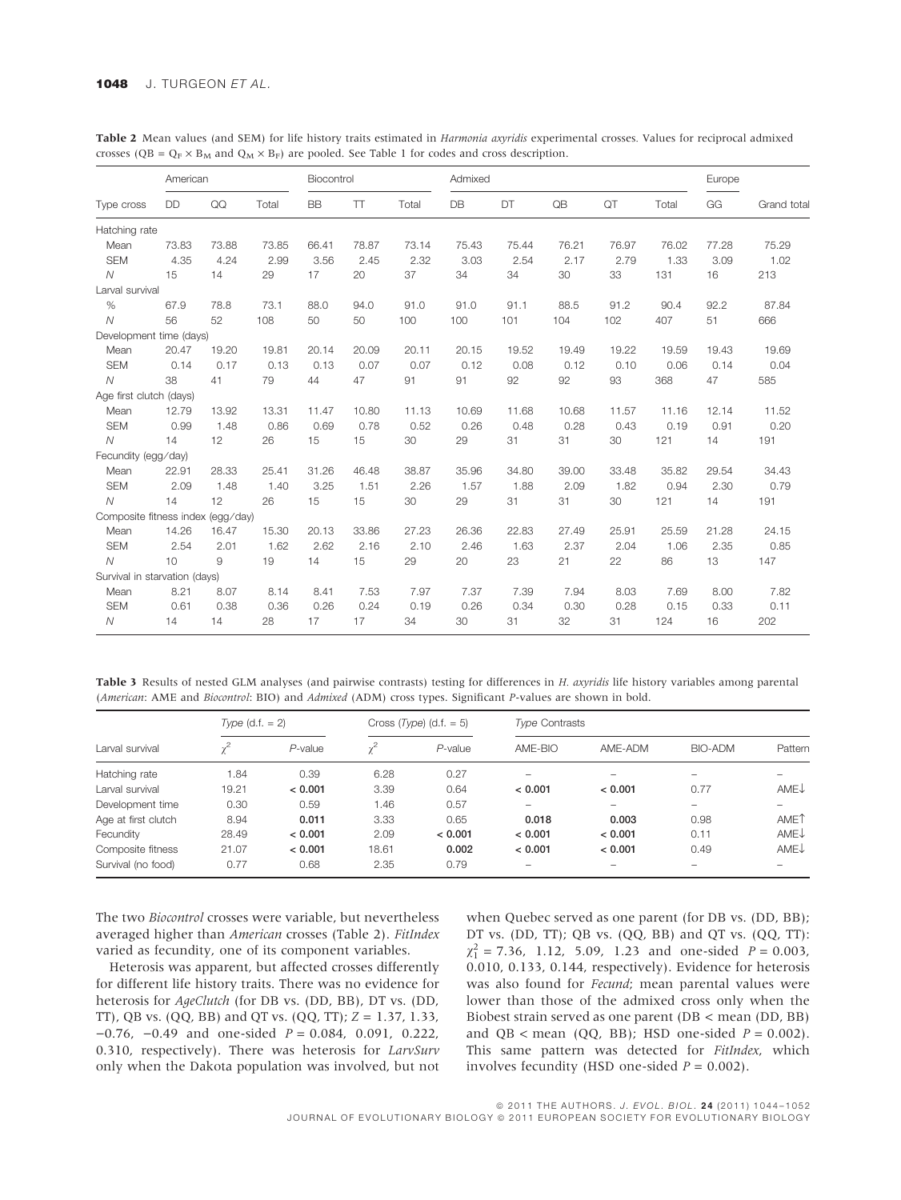**Table 2** Mean values (and SEM) for life history traits estimated in *Harmonia axyridis* experimental crosses. Values for reciprocal admixed crosses (QB = $Q_F \times B_M$ and $Q_M \times B_F$) are pooled. See Table 1 for codes and cross description.

| | American | | | Biocontrol | | | Admixed | | | | | Europe | |
|---|---|---|---|---|---|---|---|---|---|---|---|---|---|
| Type cross | DD | QQ | Total | BB | TT | Total | DB | DT | QB | QT | Total | GG | Grand total |
| Hatching rate | | | | | | | | | | | | | |
| Mean | 73.83 | 73.88 | 73.85 | 66.41 | 78.87 | 73.14 | 75.43 | 75.44 | 76.21 | 76.97 | 76.02 | 77.28 | 75.29 |
| SEM | 4.35 | 4.24 | 2.99 | 3.56 | 2.45 | 2.32 | 3.03 | 2.54 | 2.17 | 2.79 | 1.33 | 3.09 | 1.02 |
| *N* | 15 | 14 | 29 | 17 | 20 | 37 | 34 | 34 | 30 | 33 | 131 | 16 | 213 |
| Larval survival | | | | | | | | | | | | | |
| % | 67.9 | 78.8 | 73.1 | 88.0 | 94.0 | 91.0 | 91.0 | 91.1 | 88.5 | 91.2 | 90.4 | 92.2 | 87.84 |
| *N* | 56 | 52 | 108 | 50 | 50 | 100 | 100 | 101 | 104 | 102 | 407 | 51 | 666 |
| Development time (days) | | | | | | | | | | | | | |
| Mean | 20.47 | 19.20 | 19.81 | 20.14 | 20.09 | 20.11 | 20.15 | 19.52 | 19.49 | 19.22 | 19.59 | 19.43 | 19.69 |
| SEM | 0.14 | 0.17 | 0.13 | 0.13 | 0.07 | 0.07 | 0.12 | 0.08 | 0.12 | 0.10 | 0.06 | 0.14 | 0.04 |
| *N* | 38 | 41 | 79 | 44 | 47 | 91 | 91 | 92 | 92 | 93 | 368 | 47 | 585 |
| Age first clutch (days) | | | | | | | | | | | | | |
| Mean | 12.79 | 13.92 | 13.31 | 11.47 | 10.80 | 11.13 | 10.69 | 11.68 | 10.68 | 11.57 | 11.16 | 12.14 | 11.52 |
| SEM | 0.99 | 1.48 | 0.86 | 0.69 | 0.78 | 0.52 | 0.26 | 0.48 | 0.28 | 0.43 | 0.19 | 0.91 | 0.20 |
| *N* | 14 | 12 | 26 | 15 | 15 | 30 | 29 | 31 | 31 | 30 | 121 | 14 | 191 |
| Fecundity (egg/day) | | | | | | | | | | | | | |
| Mean | 22.91 | 28.33 | 25.41 | 31.26 | 46.48 | 38.87 | 35.96 | 34.80 | 39.00 | 33.48 | 35.82 | 29.54 | 34.43 |
| SEM | 2.09 | 1.48 | 1.40 | 3.25 | 1.51 | 2.26 | 1.57 | 1.88 | 2.09 | 1.82 | 0.94 | 2.30 | 0.79 |
| *N* | 14 | 12 | 26 | 15 | 15 | 30 | 29 | 31 | 31 | 30 | 121 | 14 | 191 |
| Composite fitness index (egg/day) | | | | | | | | | | | | | |
| Mean | 14.26 | 16.47 | 15.30 | 20.13 | 33.86 | 27.23 | 26.36 | 22.83 | 27.49 | 25.91 | 25.59 | 21.28 | 24.15 |
| SEM | 2.54 | 2.01 | 1.62 | 2.62 | 2.16 | 2.10 | 2.46 | 1.63 | 2.37 | 2.04 | 1.06 | 2.35 | 0.85 |
| *N* | 10 | 9 | 19 | 14 | 15 | 29 | 20 | 23 | 21 | 22 | 86 | 13 | 147 |
| Survival in starvation (days) | | | | | | | | | | | | | |
| Mean | 8.21 | 8.07 | 8.14 | 8.41 | 7.53 | 7.97 | 7.37 | 7.39 | 7.94 | 8.03 | 7.69 | 8.00 | 7.82 |
| SEM | 0.61 | 0.38 | 0.36 | 0.26 | 0.24 | 0.19 | 0.26 | 0.34 | 0.30 | 0.28 | 0.15 | 0.33 | 0.11 |
| *N* | 14 | 14 | 28 | 17 | 17 | 34 | 30 | 31 | 32 | 31 | 124 | 16 | 202 |

**Table 3** Results of nested GLM analyses (and pairwise contrasts) testing for differences in *H. axyridis* life history variables among parental (*American*: AME and *Biocontrol*: BIO) and *Admixed* (ADM) cross types. Significant *P*-values are shown in bold.

| | *Type* (d.f. = 2) | | Cross (*Type*) (d.f. = 5) | | *Type* Contrasts | | | |
|---|---|---|---|---|---|---|---|---|
| Larval survival | $\chi^2$ | *P*-value | $\chi^2$ | *P*-value | AME-BIO | AME-ADM | BIO-ADM | Pattern |
| Hatching rate | 1.84 | 0.39 | 6.28 | 0.27 | – | – | – | – |
| Larval survival | 19.21 | **< 0.001** | 3.39 | 0.64 | **< 0.001** | **< 0.001** | 0.77 | AME↓ |
| Development time | 0.30 | 0.59 | 1.46 | 0.57 | – | – | – | – |
| Age at first clutch | 8.94 | **0.011** | 3.33 | 0.65 | **0.018** | **0.003** | 0.98 | AME↑ |
| Fecundity | 28.49 | **< 0.001** | 2.09 | **< 0.001** | **< 0.001** | **< 0.001** | 0.11 | AME↓ |
| Composite fitness | 21.07 | **< 0.001** | 18.61 | **0.002** | **< 0.001** | **< 0.001** | 0.49 | AME↓ |
| Survival (no food) | 0.77 | 0.68 | 2.35 | 0.79 | – | – | – | – |

The two *Biocontrol* crosses were variable, but nevertheless averaged higher than *American* crosses (Table 2). *FitIndex* varied as fecundity, one of its component variables.

Heterosis was apparent, but affected crosses differently for different life history traits. There was no evidence for heterosis for *AgeClutch* (for DB vs. (DD, BB), DT vs. (DD, TT), QB vs. (QQ, BB) and QT vs. (QQ, TT); $Z$ = 1.37, 1.33, −0.76, −0.49 and one-sided $P$ = 0.084, 0.091, 0.222, 0.310, respectively). There was heterosis for *LarvSurv* only when the Dakota population was involved, but not when Quebec served as one parent (for DB vs. (DD, BB); DT vs. (DD, TT); QB vs. (QQ, BB) and QT vs. (QQ, TT): $\chi^2_1$ = 7.36, 1.12, 5.09, 1.23 and one-sided $P$ = 0.003, 0.010, 0.133, 0.144, respectively). Evidence for heterosis was also found for *Fecund*; mean parental values were lower than those of the admixed cross only when the Biobest strain served as one parent (DB < mean (DD, BB) and QB < mean (QQ, BB); HSD one-sided $P$ = 0.002). This same pattern was detected for *FitIndex*, which involves fecundity (HSD one-sided $P$ = 0.002).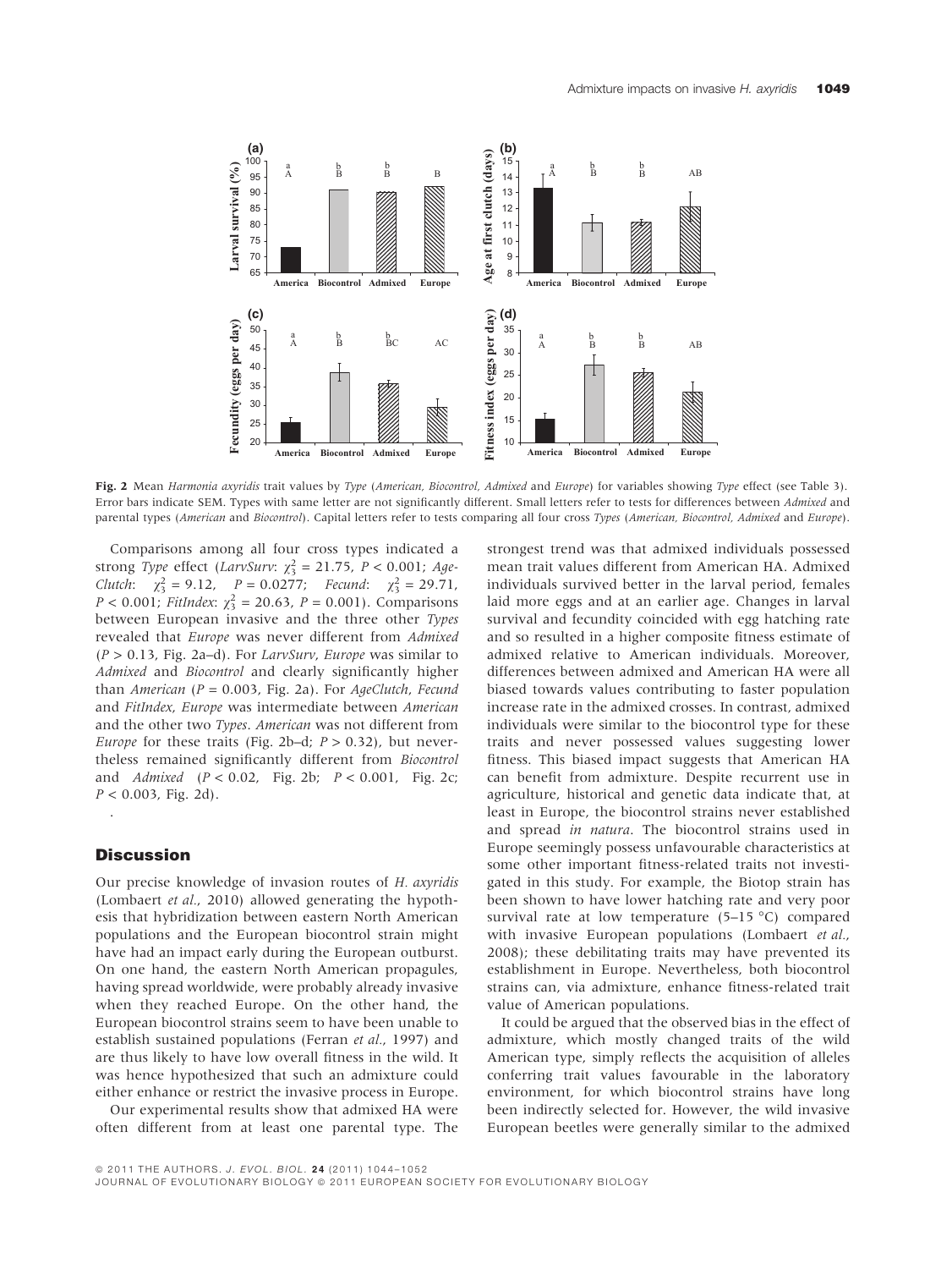**Fig. 2** Mean *Harmonia axyridis* trait values by *Type* (*American, Biocontrol, Admixed* and *Europe*) for variables showing *Type* effect (see Table 3). Error bars indicate SEM. Types with same letter are not significantly different. Small letters refer to tests for differences between *Admixed* and parental types (*American* and *Biocontrol*). Capital letters refer to tests comparing all four cross *Types* (*American, Biocontrol, Admixed* and *Europe*).

Comparisons among all four cross types indicated a strong *Type* effect (*LarvSurv*: $\chi^2_3 = 21.75$, $P < 0.001$; *AgeClutch*: $\chi^2_3 = 9.12$, $P = 0.0277$; *Fecund*: $\chi^2_3 = 29.71$, $P < 0.001$; *FitIndex*: $\chi^2_3 = 20.63$, $P = 0.001$). Comparisons between European invasive and the three other *Types* revealed that *Europe* was never different from *Admixed* ($P > 0.13$, Fig. 2a–d). For *LarvSurv*, *Europe* was similar to *Admixed* and *Biocontrol* and clearly significantly higher than *American* ($P = 0.003$, Fig. 2a). For *AgeClutch*, *Fecund* and *FitIndex*, *Europe* was intermediate between *American* and the other two *Types*. *American* was not different from *Europe* for these traits (Fig. 2b–d; $P > 0.32$), but nevertheless remained significantly different from *Biocontrol* and *Admixed* ($P < 0.02$, Fig. 2b; $P < 0.001$, Fig. 2c; $P < 0.003$, Fig. 2d).

.

## Discussion

Our precise knowledge of invasion routes of *H. axyridis* (Lombaert *et al.*, 2010) allowed generating the hypothesis that hybridization between eastern North American populations and the European biocontrol strain might have had an impact early during the European outburst. On one hand, the eastern North American propagules, having spread worldwide, were probably already invasive when they reached Europe. On the other hand, the European biocontrol strains seem to have been unable to establish sustained populations (Ferran *et al.*, 1997) and are thus likely to have low overall fitness in the wild. It was hence hypothesized that such an admixture could either enhance or restrict the invasive process in Europe.

Our experimental results show that admixed HA were often different from at least one parental type. The strongest trend was that admixed individuals possessed mean trait values different from American HA. Admixed individuals survived better in the larval period, females laid more eggs and at an earlier age. Changes in larval survival and fecundity coincided with egg hatching rate and so resulted in a higher composite fitness estimate of admixed relative to American individuals. Moreover, differences between admixed and American HA were all biased towards values contributing to faster population increase rate in the admixed crosses. In contrast, admixed individuals were similar to the biocontrol type for these traits and never possessed values suggesting lower fitness. This biased impact suggests that American HA can benefit from admixture. Despite recurrent use in agriculture, historical and genetic data indicate that, at least in Europe, the biocontrol strains never established and spread *in natura*. The biocontrol strains used in Europe seemingly possess unfavourable characteristics at some other important fitness-related traits not investigated in this study. For example, the Biotop strain has been shown to have lower hatching rate and very poor survival rate at low temperature (5–15 °C) compared with invasive European populations (Lombaert *et al.*, 2008); these debilitating traits may have prevented its establishment in Europe. Nevertheless, both biocontrol strains can, via admixture, enhance fitness-related trait value of American populations.

It could be argued that the observed bias in the effect of admixture, which mostly changed traits of the wild American type, simply reflects the acquisition of alleles conferring trait values favourable in the laboratory environment, for which biocontrol strains have long been indirectly selected for. However, the wild invasive European beetles were generally similar to the admixed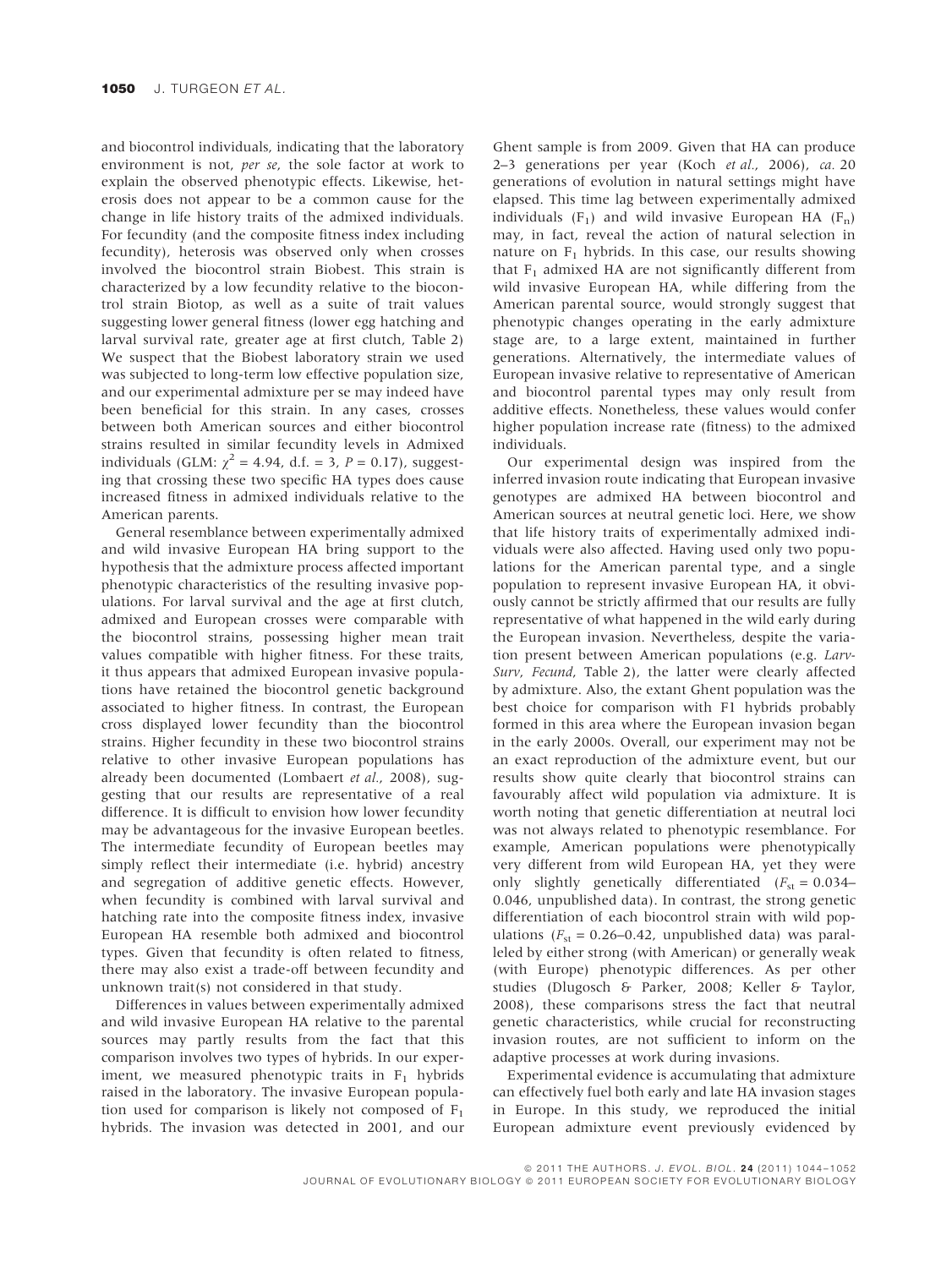and biocontrol individuals, indicating that the laboratory environment is not, *per se*, the sole factor at work to explain the observed phenotypic effects. Likewise, heterosis does not appear to be a common cause for the change in life history traits of the admixed individuals. For fecundity (and the composite fitness index including fecundity), heterosis was observed only when crosses involved the biocontrol strain Biobest. This strain is characterized by a low fecundity relative to the biocontrol strain Biotop, as well as a suite of trait values suggesting lower general fitness (lower egg hatching and larval survival rate, greater age at first clutch, Table 2) We suspect that the Biobest laboratory strain we used was subjected to long-term low effective population size, and our experimental admixture per se may indeed have been beneficial for this strain. In any cases, crosses between both American sources and either biocontrol strains resulted in similar fecundity levels in Admixed individuals (GLM: $\chi^2 = 4.94$, d.f. = 3, $P = 0.17$), suggesting that crossing these two specific HA types does cause increased fitness in admixed individuals relative to the American parents.

General resemblance between experimentally admixed and wild invasive European HA bring support to the hypothesis that the admixture process affected important phenotypic characteristics of the resulting invasive populations. For larval survival and the age at first clutch, admixed and European crosses were comparable with the biocontrol strains, possessing higher mean trait values compatible with higher fitness. For these traits, it thus appears that admixed European invasive populations have retained the biocontrol genetic background associated to higher fitness. In contrast, the European cross displayed lower fecundity than the biocontrol strains. Higher fecundity in these two biocontrol strains relative to other invasive European populations has already been documented (Lombaert *et al.*, 2008), suggesting that our results are representative of a real difference. It is difficult to envision how lower fecundity may be advantageous for the invasive European beetles. The intermediate fecundity of European beetles may simply reflect their intermediate (i.e. hybrid) ancestry and segregation of additive genetic effects. However, when fecundity is combined with larval survival and hatching rate into the composite fitness index, invasive European HA resemble both admixed and biocontrol types. Given that fecundity is often related to fitness, there may also exist a trade-off between fecundity and unknown trait(s) not considered in that study.

Differences in values between experimentally admixed and wild invasive European HA relative to the parental sources may partly results from the fact that this comparison involves two types of hybrids. In our experiment, we measured phenotypic traits in $F_1$ hybrids raised in the laboratory. The invasive European population used for comparison is likely not composed of $F_1$ hybrids. The invasion was detected in 2001, and our Ghent sample is from 2009. Given that HA can produce 2–3 generations per year (Koch *et al.*, 2006), *ca.* 20 generations of evolution in natural settings might have elapsed. This time lag between experimentally admixed individuals ($F_1$) and wild invasive European HA ($F_n$) may, in fact, reveal the action of natural selection in nature on $F_1$ hybrids. In this case, our results showing that $F_1$ admixed HA are not significantly different from wild invasive European HA, while differing from the American parental source, would strongly suggest that phenotypic changes operating in the early admixture stage are, to a large extent, maintained in further generations. Alternatively, the intermediate values of European invasive relative to representative of American and biocontrol parental types may only result from additive effects. Nonetheless, these values would confer higher population increase rate (fitness) to the admixed individuals.

Our experimental design was inspired from the inferred invasion route indicating that European invasive genotypes are admixed HA between biocontrol and American sources at neutral genetic loci. Here, we show that life history traits of experimentally admixed individuals were also affected. Having used only two populations for the American parental type, and a single population to represent invasive European HA, it obviously cannot be strictly affirmed that our results are fully representative of what happened in the wild early during the European invasion. Nevertheless, despite the variation present between American populations (e.g. *LarvSurv*, *Fecund*, Table 2), the latter were clearly affected by admixture. Also, the extant Ghent population was the best choice for comparison with F1 hybrids probably formed in this area where the European invasion began in the early 2000s. Overall, our experiment may not be an exact reproduction of the admixture event, but our results show quite clearly that biocontrol strains can favourably affect wild population via admixture. It is worth noting that genetic differentiation at neutral loci was not always related to phenotypic resemblance. For example, American populations were phenotypically very different from wild European HA, yet they were only slightly genetically differentiated ($F_{st} = 0.034$–$0.046$, unpublished data). In contrast, the strong genetic differentiation of each biocontrol strain with wild populations ($F_{st} = 0.26$–$0.42$, unpublished data) was paralleled by either strong (with American) or generally weak (with Europe) phenotypic differences. As per other studies (Dlugosch & Parker, 2008; Keller & Taylor, 2008), these comparisons stress the fact that neutral genetic characteristics, while crucial for reconstructing invasion routes, are not sufficient to inform on the adaptive processes at work during invasions.

Experimental evidence is accumulating that admixture can effectively fuel both early and late HA invasion stages in Europe. In this study, we reproduced the initial European admixture event previously evidenced by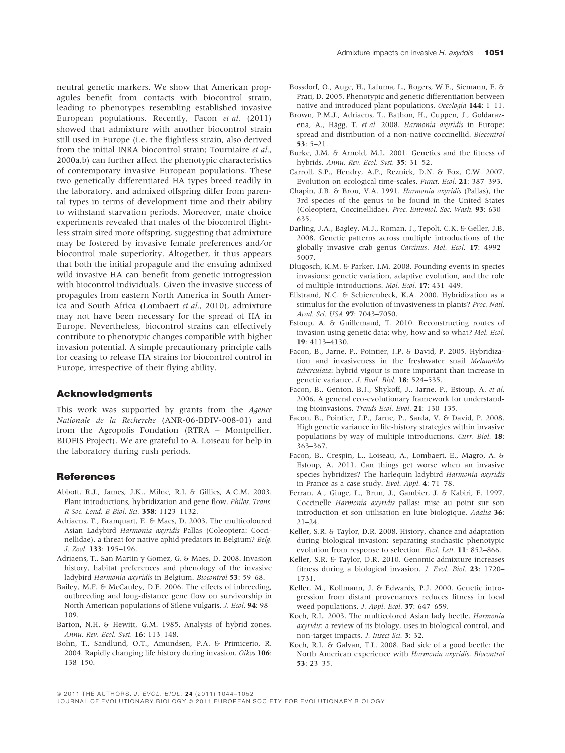neutral genetic markers. We show that American propagules benefit from contacts with biocontrol strain, leading to phenotypes resembling established invasive European populations. Recently, Facon *et al.* (2011) showed that admixture with another biocontrol strain still used in Europe (i.e. the flightless strain, also derived from the initial INRA biocontrol strain; Tourniaire *et al.*, 2000a,b) can further affect the phenotypic characteristics of contemporary invasive European populations. These two genetically differentiated HA types breed readily in the laboratory, and admixed offspring differ from parental types in terms of development time and their ability to withstand starvation periods. Moreover, mate choice experiments revealed that males of the biocontrol flightless strain sired more offspring, suggesting that admixture may be fostered by invasive female preferences and/or biocontrol male superiority. Altogether, it thus appears that both the initial propagule and the ensuing admixed wild invasive HA can benefit from genetic introgression with biocontrol individuals. Given the invasive success of propagules from eastern North America in South America and South Africa (Lombaert *et al.*, 2010), admixture may not have been necessary for the spread of HA in Europe. Nevertheless, biocontrol strains can effectively contribute to phenotypic changes compatible with higher invasion potential. A simple precautionary principle calls for ceasing to release HA strains for biocontrol control in Europe, irrespective of their flying ability.

## Acknowledgments

This work was supported by grants from the *Agence Nationale de la Recherche* (ANR-06-BDIV-008-01) and from the Agropolis Fondation (RTRA – Montpellier, BIOFIS Project). We are grateful to A. Loiseau for help in the laboratory during rush periods.

## References

Abbott, R.J., James, J.K., Milne, R.I. & Gillies, A.C.M. 2003. Plant introductions, hybridization and gene flow. *Philos. Trans. R Soc. Lond. B Biol. Sci.* **358**: 1123–1132.

Adriaens, T., Branquart, E. & Maes, D. 2003. The multicoloured Asian Ladybird *Harmonia axyridis* Pallas (Coleoptera: Coccinellidae), a threat for native aphid predators in Belgium? *Belg. J. Zool.* **133**: 195–196.

Adriaens, T., San Martin y Gomez, G. & Maes, D. 2008. Invasion history, habitat preferences and phenology of the invasive ladybird *Harmonia axyridis* in Belgium. *Biocontrol* **53**: 59–68.

Bailey, M.F. & McCauley, D.E. 2006. The effects of inbreeding, outbreeding and long-distance gene flow on survivorship in North American populations of Silene vulgaris. *J. Ecol.* **94**: 98–109.

Barton, N.H. & Hewitt, G.M. 1985. Analysis of hybrid zones. *Annu. Rev. Ecol. Syst.* **16**: 113–148.

Bohn, T., Sandlund, O.T., Amundsen, P.A. & Primicerio, R. 2004. Rapidly changing life history during invasion. *Oikos* **106**: 138–150.

Bossdorf, O., Auge, H., Lafuma, L., Rogers, W.E., Siemann, E. & Prati, D. 2005. Phenotypic and genetic differentiation between native and introduced plant populations. *Oecologia* **144**: 1–11.

Brown, P.M.J., Adriaens, T., Bathon, H., Cuppen, J., Goldarazena, A., Hägg, T. *et al.* 2008. *Harmonia axyridis* in Europe: spread and distribution of a non-native coccinellid. *Biocontrol* **53**: 5–21.

Burke, J.M. & Arnold, M.L. 2001. Genetics and the fitness of hybrids. *Annu. Rev. Ecol. Syst.* **35**: 31–52.

Carroll, S.P., Hendry, A.P., Reznick, D.N. & Fox, C.W. 2007. Evolution on ecological time-scales. *Funct. Ecol.* **21**: 387–393.

Chapin, J.B. & Brou, V.A. 1991. *Harmonia axyridis* (Pallas), the 3rd species of the genus to be found in the United States (Coleoptera, Coccinellidae). *Proc. Entomol. Soc. Wash.* **93**: 630–635.

Darling, J.A., Bagley, M.J., Roman, J., Tepolt, C.K. & Geller, J.B. 2008. Genetic patterns across multiple introductions of the globally invasive crab genus *Carcinus*. *Mol. Ecol.* **17**: 4992–5007.

Dlugosch, K.M. & Parker, I.M. 2008. Founding events in species invasions: genetic variation, adaptive evolution, and the role of multiple introductions. *Mol. Ecol.* **17**: 431–449.

Ellstrand, N.C. & Schierenbeck, K.A. 2000. Hybridization as a stimulus for the evolution of invasiveness in plants? *Proc. Natl. Acad. Sci. USA* **97**: 7043–7050.

Estoup, A. & Guillemaud, T. 2010. Reconstructing routes of invasion using genetic data: why, how and so what? *Mol. Ecol.* **19**: 4113–4130.

Facon, B., Jarne, P., Pointier, J.P. & David, P. 2005. Hybridization and invasiveness in the freshwater snail *Melanoides tuberculata*: hybrid vigour is more important than increase in genetic variance. *J. Evol. Biol.* **18**: 524–535.

Facon, B., Genton, B.J., Shykoff, J., Jarne, P., Estoup, A. *et al.* 2006. A general eco-evolutionary framework for understanding bioinvasions. *Trends Ecol. Evol.* **21**: 130–135.

Facon, B., Pointier, J.P., Jarne, P., Sarda, V. & David, P. 2008. High genetic variance in life-history strategies within invasive populations by way of multiple introductions. *Curr. Biol.* **18**: 363–367.

Facon, B., Crespin, L., Loiseau, A., Lombaert, E., Magro, A. & Estoup, A. 2011. Can things get worse when an invasive species hybridizes? The harlequin ladybird *Harmonia axyridis* in France as a case study. *Evol. Appl.* **4**: 71–78.

Ferran, A., Giuge, L., Brun, J., Gambier, J. & Kabiri, F. 1997. Coccinelle *Harmonia axyridis* pallas: mise au point sur son introduction et son utilisation en lute biologique. *Adalia* **36**: 21–24.

Keller, S.R. & Taylor, D.R. 2008. History, chance and adaptation during biological invasion: separating stochastic phenotypic evolution from response to selection. *Ecol. Lett.* **11**: 852–866.

Keller, S.R. & Taylor, D.R. 2010. Genomic admixture increases fitness during a biological invasion. *J. Evol. Biol.* **23**: 1720–1731.

Keller, M., Kollmann, J. & Edwards, P.J. 2000. Genetic introgression from distant provenances reduces fitness in local weed populations. *J. Appl. Ecol.* **37**: 647–659.

Koch, R.L. 2003. The multicolored Asian lady beetle, *Harmonia axyridis*: a review of its biology, uses in biological control, and non-target impacts. *J. Insect Sci.* **3**: 32.

Koch, R.L. & Galvan, T.L. 2008. Bad side of a good beetle: the North American experience with *Harmonia axyridis*. *Biocontrol* **53**: 23–35.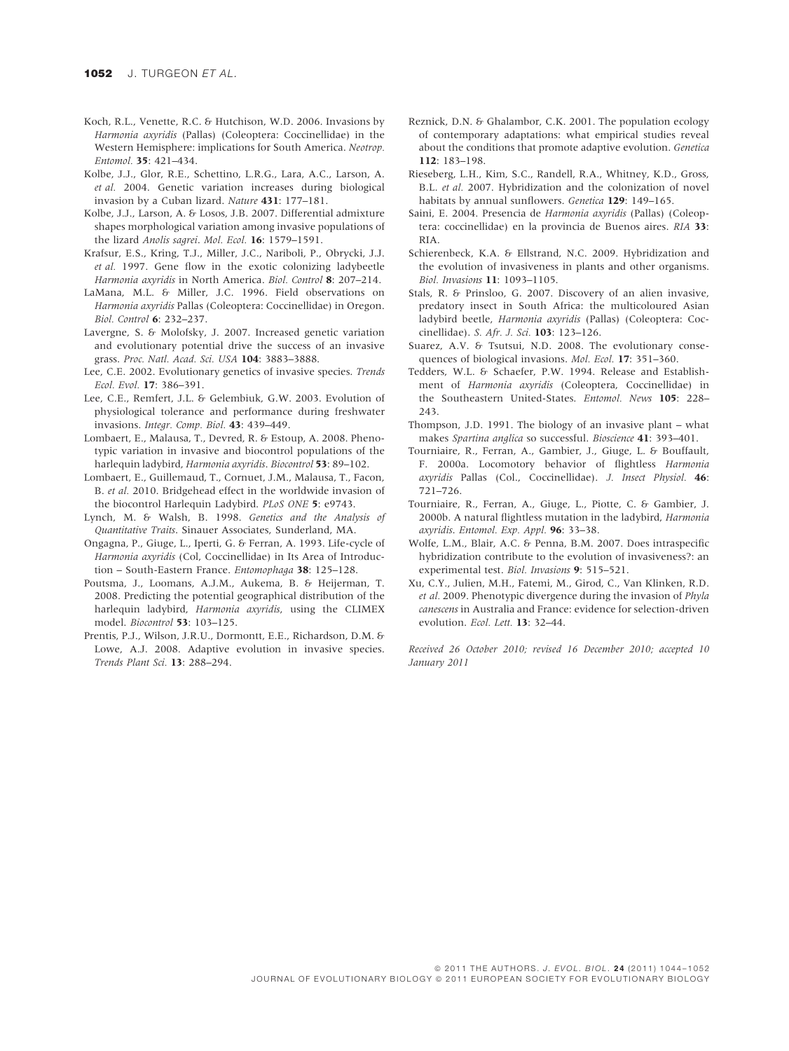Koch, R.L., Venette, R.C. & Hutchison, W.D. 2006. Invasions by *Harmonia axyridis* (Pallas) (Coleoptera: Coccinellidae) in the Western Hemisphere: implications for South America. *Neotrop. Entomol.* **35**: 421–434.

Kolbe, J.J., Glor, R.E., Schettino, L.R.G., Lara, A.C., Larson, A. *et al.* 2004. Genetic variation increases during biological invasion by a Cuban lizard. *Nature* **431**: 177–181.

Kolbe, J.J., Larson, A. & Losos, J.B. 2007. Differential admixture shapes morphological variation among invasive populations of the lizard *Anolis sagrei*. *Mol. Ecol.* **16**: 1579–1591.

Krafsur, E.S., Kring, T.J., Miller, J.C., Nariboli, P., Obrycki, J.J. *et al.* 1997. Gene flow in the exotic colonizing ladybeetle *Harmonia axyridis* in North America. *Biol. Control* **8**: 207–214.

LaMana, M.L. & Miller, J.C. 1996. Field observations on *Harmonia axyridis* Pallas (Coleoptera: Coccinellidae) in Oregon. *Biol. Control* **6**: 232–237.

Lavergne, S. & Molofsky, J. 2007. Increased genetic variation and evolutionary potential drive the success of an invasive grass. *Proc. Natl. Acad. Sci. USA* **104**: 3883–3888.

Lee, C.E. 2002. Evolutionary genetics of invasive species. *Trends Ecol. Evol.* **17**: 386–391.

Lee, C.E., Remfert, J.L. & Gelembiuk, G.W. 2003. Evolution of physiological tolerance and performance during freshwater invasions. *Integr. Comp. Biol.* **43**: 439–449.

Lombaert, E., Malausa, T., Devred, R. & Estoup, A. 2008. Phenotypic variation in invasive and biocontrol populations of the harlequin ladybird, *Harmonia axyridis*. *Biocontrol* **53**: 89–102.

Lombaert, E., Guillemaud, T., Cornuet, J.M., Malausa, T., Facon, B. *et al.* 2010. Bridgehead effect in the worldwide invasion of the biocontrol Harlequin Ladybird. *PLoS ONE* **5**: e9743.

Lynch, M. & Walsh, B. 1998. *Genetics and the Analysis of Quantitative Traits*. Sinauer Associates, Sunderland, MA.

Ongagna, P., Giuge, L., Iperti, G. & Ferran, A. 1993. Life-cycle of *Harmonia axyridis* (Col, Coccinellidae) in Its Area of Introduction – South-Eastern France. *Entomophaga* **38**: 125–128.

Poutsma, J., Loomans, A.J.M., Aukema, B. & Heijerman, T. 2008. Predicting the potential geographical distribution of the harlequin ladybird, *Harmonia axyridis*, using the CLIMEX model. *Biocontrol* **53**: 103–125.

Prentis, P.J., Wilson, J.R.U., Dormontt, E.E., Richardson, D.M. & Lowe, A.J. 2008. Adaptive evolution in invasive species. *Trends Plant Sci.* **13**: 288–294.

Reznick, D.N. & Ghalambor, C.K. 2001. The population ecology of contemporary adaptations: what empirical studies reveal about the conditions that promote adaptive evolution. *Genetica* **112**: 183–198.

Rieseberg, L.H., Kim, S.C., Randell, R.A., Whitney, K.D., Gross, B.L. *et al.* 2007. Hybridization and the colonization of novel habitats by annual sunflowers. *Genetica* **129**: 149–165.

Saini, E. 2004. Presencia de *Harmonia axyridis* (Pallas) (Coleoptera: coccinellidae) en la provincia de Buenos aires. *RIA* **33**: RIA.

Schierenbeck, K.A. & Ellstrand, N.C. 2009. Hybridization and the evolution of invasiveness in plants and other organisms. *Biol. Invasions* **11**: 1093–1105.

Stals, R. & Prinsloo, G. 2007. Discovery of an alien invasive, predatory insect in South Africa: the multicoloured Asian ladybird beetle, *Harmonia axyridis* (Pallas) (Coleoptera: Coccinellidae). *S. Afr. J. Sci.* **103**: 123–126.

Suarez, A.V. & Tsutsui, N.D. 2008. The evolutionary consequences of biological invasions. *Mol. Ecol.* **17**: 351–360.

Tedders, W.L. & Schaefer, P.W. 1994. Release and Establishment of *Harmonia axyridis* (Coleoptera, Coccinellidae) in the Southeastern United-States. *Entomol. News* **105**: 228–243.

Thompson, J.D. 1991. The biology of an invasive plant – what makes *Spartina anglica* so successful. *Bioscience* **41**: 393–401.

Tourniaire, R., Ferran, A., Gambier, J., Giuge, L. & Bouffault, F. 2000a. Locomotory behavior of flightless *Harmonia axyridis* Pallas (Col., Coccinellidae). *J. Insect Physiol.* **46**: 721–726.

Tourniaire, R., Ferran, A., Giuge, L., Piotte, C. & Gambier, J. 2000b. A natural flightless mutation in the ladybird, *Harmonia axyridis*. *Entomol. Exp. Appl.* **96**: 33–38.

Wolfe, L.M., Blair, A.C. & Penna, B.M. 2007. Does intraspecific hybridization contribute to the evolution of invasiveness?: an experimental test. *Biol. Invasions* **9**: 515–521.

Xu, C.Y., Julien, M.H., Fatemi, M., Girod, C., Van Klinken, R.D. *et al.* 2009. Phenotypic divergence during the invasion of *Phyla canescens* in Australia and France: evidence for selection-driven evolution. *Ecol. Lett.* **13**: 32–44.

*Received 26 October 2010; revised 16 December 2010; accepted 10 January 2011*